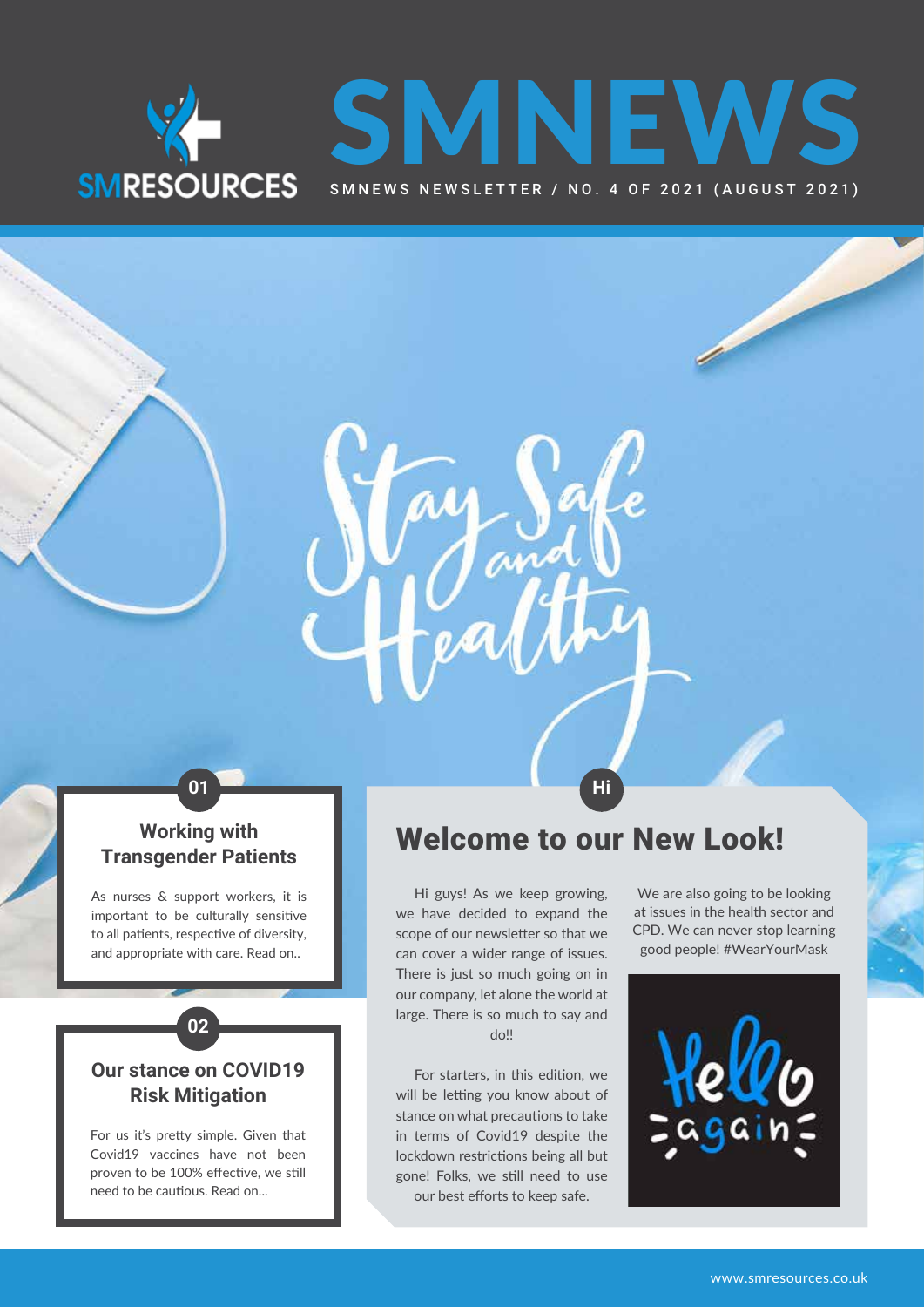SMRESOURCES

# SMNEWS

SMNEWS NEWSLETTER / NO. 4 OF 2021 (AUGUST 2021)

Stay Safe and Healthy

01

## Working with Transgender Patients

As nurses & support workers, it is important to be culturally sensitive to all patients, respective of diversity, and appropriate with care. Read on..

02

## Our stance on COVID19 Risk Mitigation

For us it's pretty simple. Given that Covid19 vaccines have not been proven to be 100% effective, we still need to be cautious. Read on...

Hi

## Welcome to our New Look!

Hi guys! As we keep growing, we have decided to expand the scope of our newsletter so that we can cover a wider range of issues. There is just so much going on in our company, let alone the world at large. There is so much to say and do!!

For starters, in this edition, we will be letting you know about of stance on what precautions to take in terms of Covid19 despite the lockdown restrictions being all but gone! Folks, we still need to use our best efforts to keep safe.

We are also going to be looking at issues in the health sector and CPD. We can never stop learning good people! #WearYourMask

Hello again

www.smresources.co.uk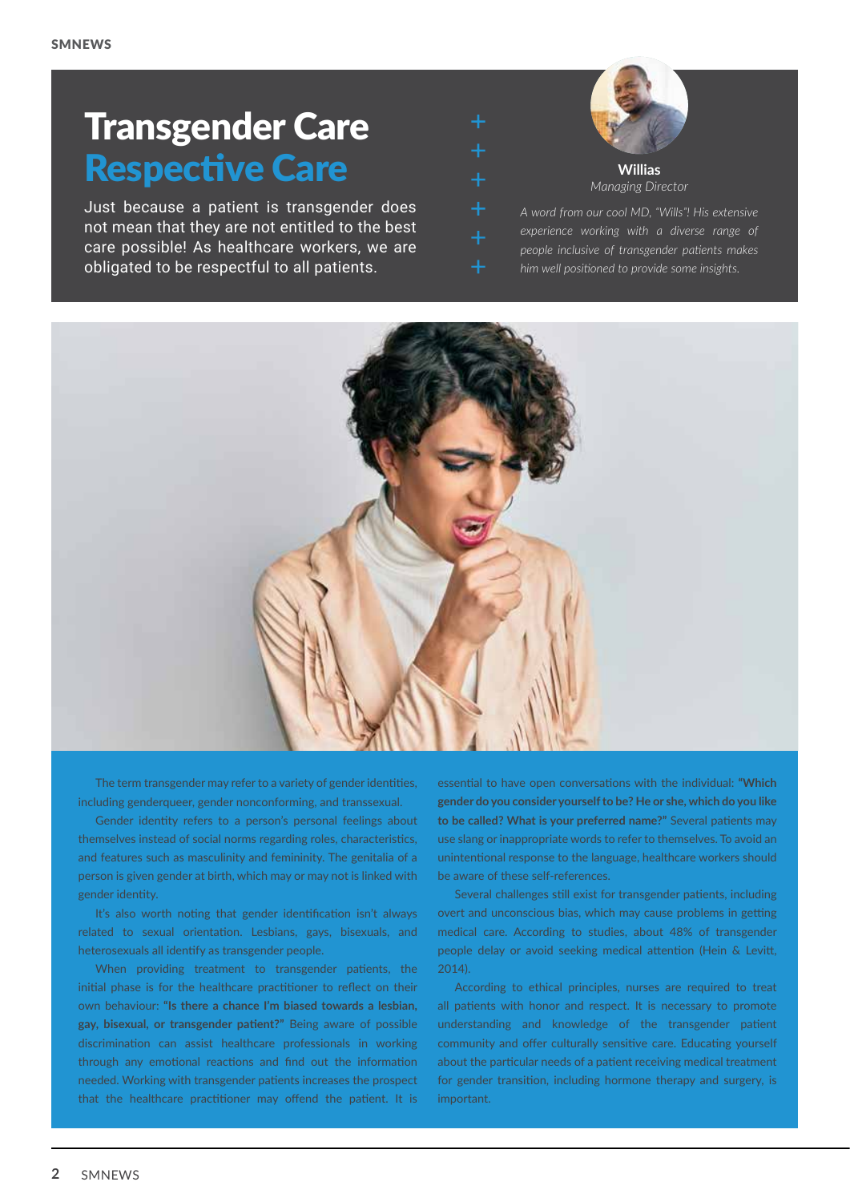# Transgender Care
# Respective Care

Just because a patient is transgender does not mean that they are not entitled to the best care possible! As healthcare workers, we are obligated to be respectful to all patients.

**Willias**
*Managing Director*

*A word from our cool MD, "Wills"! His extensive experience working with a diverse range of people inclusive of transgender patients makes him well positioned to provide some insights.*

The term transgender may refer to a variety of gender identities, including genderqueer, gender nonconforming, and transsexual.

Gender identity refers to a person's personal feelings about themselves instead of social norms regarding roles, characteristics, and features such as masculinity and femininity. The genitalia of a person is given gender at birth, which may or may not is linked with gender identity.

It's also worth noting that gender identification isn't always related to sexual orientation. Lesbians, gays, bisexuals, and heterosexuals all identify as transgender people.

When providing treatment to transgender patients, the initial phase is for the healthcare practitioner to reflect on their own behaviour: **"Is there a chance I'm biased towards a lesbian, gay, bisexual, or transgender patient?"** Being aware of possible discrimination can assist healthcare professionals in working through any emotional reactions and find out the information needed. Working with transgender patients increases the prospect that the healthcare practitioner may offend the patient. It is essential to have open conversations with the individual: **"Which gender do you consider yourself to be? He or she, which do you like to be called? What is your preferred name?"** Several patients may use slang or inappropriate words to refer to themselves. To avoid an unintentional response to the language, healthcare workers should be aware of these self-references.

Several challenges still exist for transgender patients, including overt and unconscious bias, which may cause problems in getting medical care. According to studies, about 48% of transgender people delay or avoid seeking medical attention (Hein & Levitt, 2014).

According to ethical principles, nurses are required to treat all patients with honor and respect. It is necessary to promote understanding and knowledge of the transgender patient community and offer culturally sensitive care. Educating yourself about the particular needs of a patient receiving medical treatment for gender transition, including hormone therapy and surgery, is important.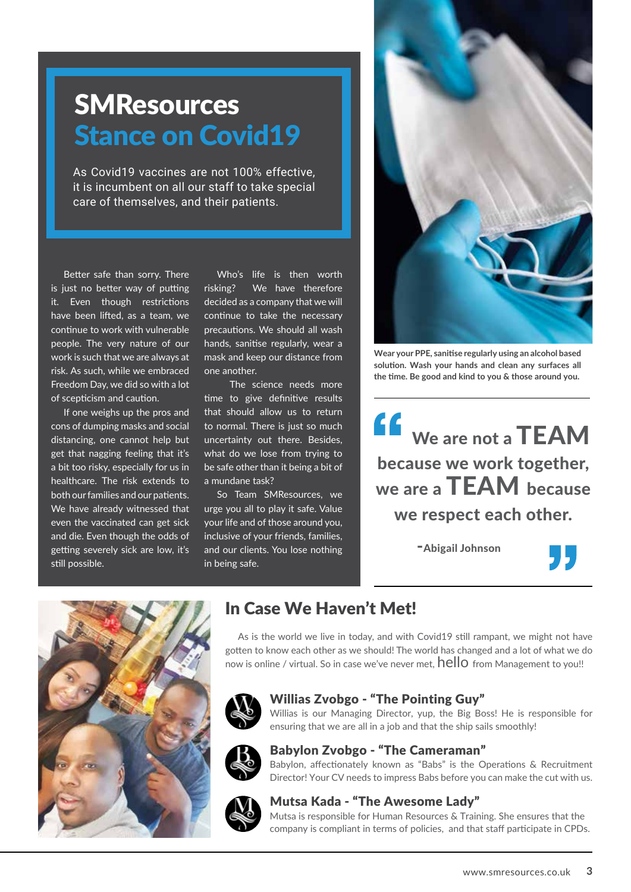# SMResources Stance on Covid19

As Covid19 vaccines are not 100% effective, it is incumbent on all our staff to take special care of themselves, and their patients.

Better safe than sorry. There is just no better way of putting it. Even though restrictions have been lifted, as a team, we continue to work with vulnerable people. The very nature of our work is such that we are always at risk. As such, while we embraced Freedom Day, we did so with a lot of scepticism and caution.

If one weighs up the pros and cons of dumping masks and social distancing, one cannot help but get that nagging feeling that it's a bit too risky, especially for us in healthcare. The risk extends to both our families and our patients. We have already witnessed that even the vaccinated can get sick and die. Even though the odds of getting severely sick are low, it's still possible.

Who's life is then worth risking? We have therefore decided as a company that we will continue to take the necessary precautions. We should all wash hands, sanitise regularly, wear a mask and keep our distance from one another.

The science needs more time to give definitive results that should allow us to return to normal. There is just so much uncertainty out there. Besides, what do we lose from trying to be safe other than it being a bit of a mundane task?

So Team SMResources, we urge you all to play it safe. Value your life and of those around you, inclusive of your friends, families, and our clients. You lose nothing in being safe.

**Wear your PPE, sanitise regularly using an alcohol based solution. Wash your hands and clean any surfaces all the time. Be good and kind to you & those around you.**

> **"We are not a TEAM because we work together, we are a TEAM because we respect each other."**
>
> **-Abigail Johnson**

## In Case We Haven't Met!

As is the world we live in today, and with Covid19 still rampant, we might not have gotten to know each other as we should! The world has changed and a lot of what we do now is online / virtual. So in case we've never met, hello from Management to you!!

### Willias Zvobgo - "The Pointing Guy"

Willias is our Managing Director, yup, the Big Boss! He is responsible for ensuring that we are all in a job and that the ship sails smoothly!

### Babylon Zvobgo - "The Cameraman"

Babylon, affectionately known as "Babs" is the Operations & Recruitment Director! Your CV needs to impress Babs before you can make the cut with us.

### Mutsa Kada - "The Awesome Lady"

Mutsa is responsible for Human Resources & Training. She ensures that the company is compliant in terms of policies, and that staff participate in CPDs.

www.smresources.co.uk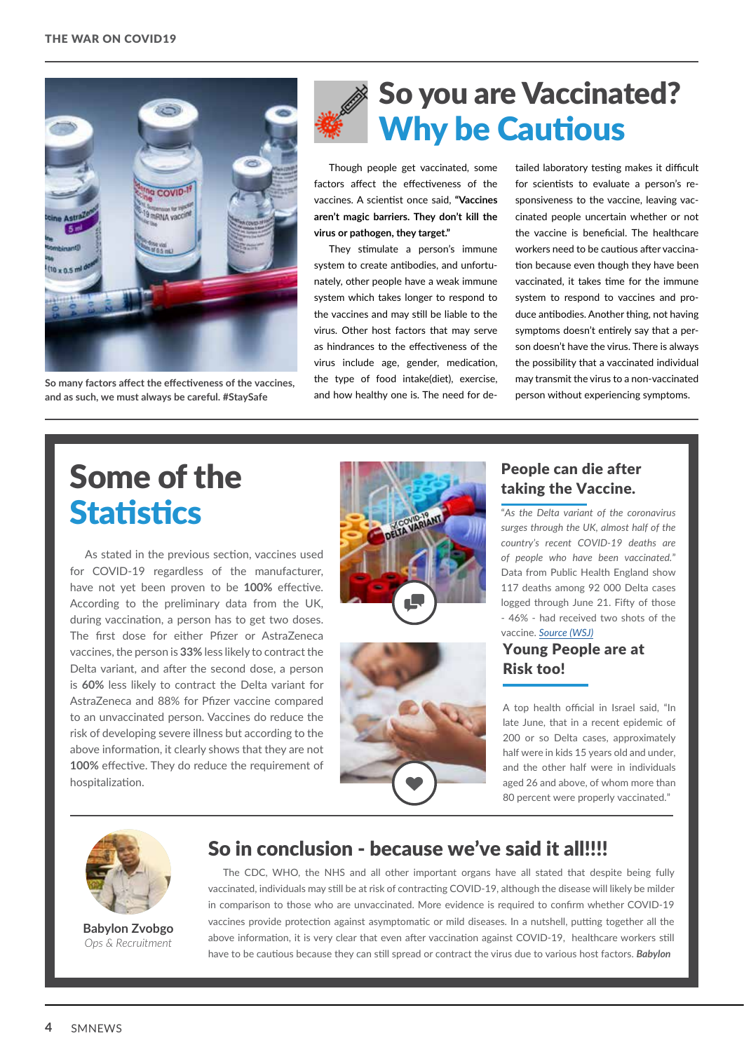# So you are Vaccinated? Why be Cautious

So many factors affect the effectiveness of the vaccines, and as such, we must always be careful. #StaySafe

Though people get vaccinated, some factors affect the effectiveness of the vaccines. A scientist once said, **"Vaccines aren't magic barriers. They don't kill the virus or pathogen, they target."**

They stimulate a person's immune system to create antibodies, and unfortunately, other people have a weak immune system which takes longer to respond to the vaccines and may still be liable to the virus. Other host factors that may serve as hindrances to the effectiveness of the virus include age, gender, medication, the type of food intake(diet), exercise, and how healthy one is. The need for detailed laboratory testing makes it difficult for scientists to evaluate a person's responsiveness to the vaccine, leaving vaccinated people uncertain whether or not the vaccine is beneficial. The healthcare workers need to be cautious after vaccination because even though they have been vaccinated, it takes time for the immune system to respond to vaccines and produce antibodies. Another thing, not having symptoms doesn't entirely say that a person doesn't have the virus. There is always the possibility that a vaccinated individual may transmit the virus to a non-vaccinated person without experiencing symptoms.

## Some of the Statistics

As stated in the previous section, vaccines used for COVID-19 regardless of the manufacturer, have not yet been proven to be **100%** effective. According to the preliminary data from the UK, during vaccination, a person has to get two doses. The first dose for either Pfizer or AstraZeneca vaccines, the person is **33%** less likely to contract the Delta variant, and after the second dose, a person is **60%** less likely to contract the Delta variant for AstraZeneca and 88% for Pfizer vaccine compared to an unvaccinated person. Vaccines do reduce the risk of developing severe illness but according to the above information, it clearly shows that they are not **100%** effective. They do reduce the requirement of hospitalization.

### People can die after taking the Vaccine.

*"As the Delta variant of the coronavirus surges through the UK, almost half of the country's recent COVID-19 deaths are of people who have been vaccinated."* Data from Public Health England show 117 deaths among 92 000 Delta cases logged through June 21. Fifty of those - 46% - had received two shots of the vaccine. *Source (WSJ)*

### Young People are at Risk too!

A top health official in Israel said, "In late June, that in a recent epidemic of 200 or so Delta cases, approximately half were in kids 15 years old and under, and the other half were in individuals aged 26 and above, of whom more than 80 percent were properly vaccinated."

## So in conclusion - because we've said it all!!!!

The CDC, WHO, the NHS and all other important organs have all stated that despite being fully vaccinated, individuals may still be at risk of contracting COVID-19, although the disease will likely be milder in comparison to those who are unvaccinated. More evidence is required to confirm whether COVID-19 vaccines provide protection against asymptomatic or mild diseases. In a nutshell, putting together all the above information, it is very clear that even after vaccination against COVID-19, healthcare workers still have to be cautious because they can still spread or contract the virus due to various host factors. ***Babylon***

**Babylon Zvobgo**
*Ops & Recruitment*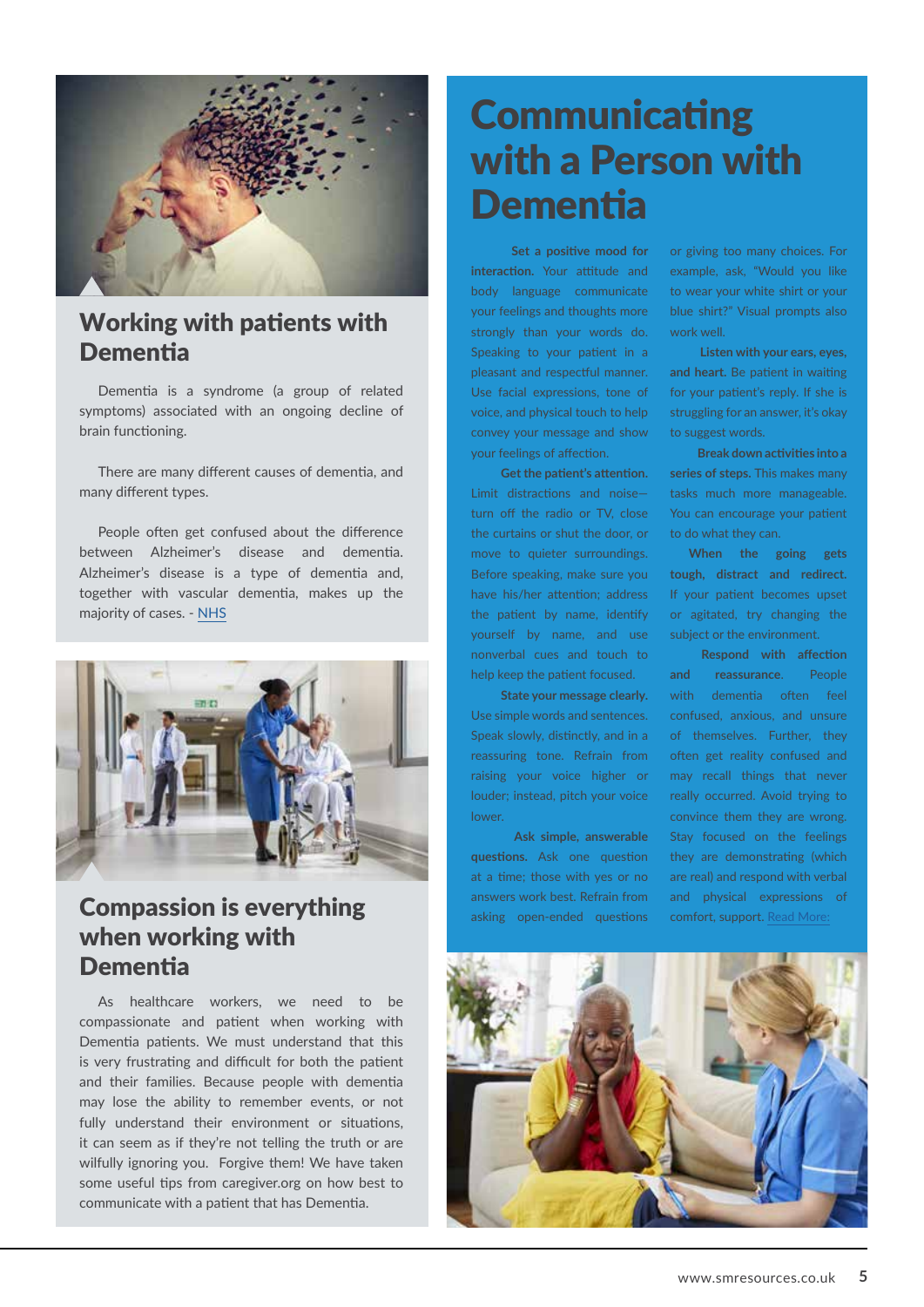## Working with patients with Dementia

Dementia is a syndrome (a group of related symptoms) associated with an ongoing decline of brain functioning.

There are many different causes of dementia, and many different types.

People often get confused about the difference between Alzheimer's disease and dementia. Alzheimer's disease is a type of dementia and, together with vascular dementia, makes up the majority of cases. - NHS

## Compassion is everything when working with Dementia

As healthcare workers, we need to be compassionate and patient when working with Dementia patients. We must understand that this is very frustrating and difficult for both the patient and their families. Because people with dementia may lose the ability to remember events, or not fully understand their environment or situations, it can seem as if they're not telling the truth or are wilfully ignoring you. Forgive them! We have taken some useful tips from caregiver.org on how best to communicate with a patient that has Dementia.

# Communicating with a Person with Dementia

**Set a positive mood for interaction.** Your attitude and body language communicate your feelings and thoughts more strongly than your words do. Speaking to your patient in a pleasant and respectful manner. Use facial expressions, tone of voice, and physical touch to help convey your message and show your feelings of affection.

**Get the patient's attention.** Limit distractions and noise—turn off the radio or TV, close the curtains or shut the door, or move to quieter surroundings. Before speaking, make sure you have his/her attention; address the patient by name, identify yourself by name, and use nonverbal cues and touch to help keep the patient focused.

**State your message clearly.** Use simple words and sentences. Speak slowly, distinctly, and in a reassuring tone. Refrain from raising your voice higher or louder; instead, pitch your voice lower.

**Ask simple, answerable questions.** Ask one question at a time; those with yes or no answers work best. Refrain from asking open-ended questions or giving too many choices. For example, ask, "Would you like to wear your white shirt or your blue shirt?" Visual prompts also work well.

**Listen with your ears, eyes, and heart.** Be patient in waiting for your patient's reply. If she is struggling for an answer, it's okay to suggest words.

**Break down activities into a series of steps.** This makes many tasks much more manageable. You can encourage your patient to do what they can.

**When the going gets tough, distract and redirect.** If your patient becomes upset or agitated, try changing the subject or the environment.

**Respond with affection and reassurance.** People with dementia often feel confused, anxious, and unsure of themselves. Further, they often get reality confused and may recall things that never really occurred. Avoid trying to convince them they are wrong. Stay focused on the feelings they are demonstrating (which are real) and respond with verbal and physical expressions of comfort, support. Read More: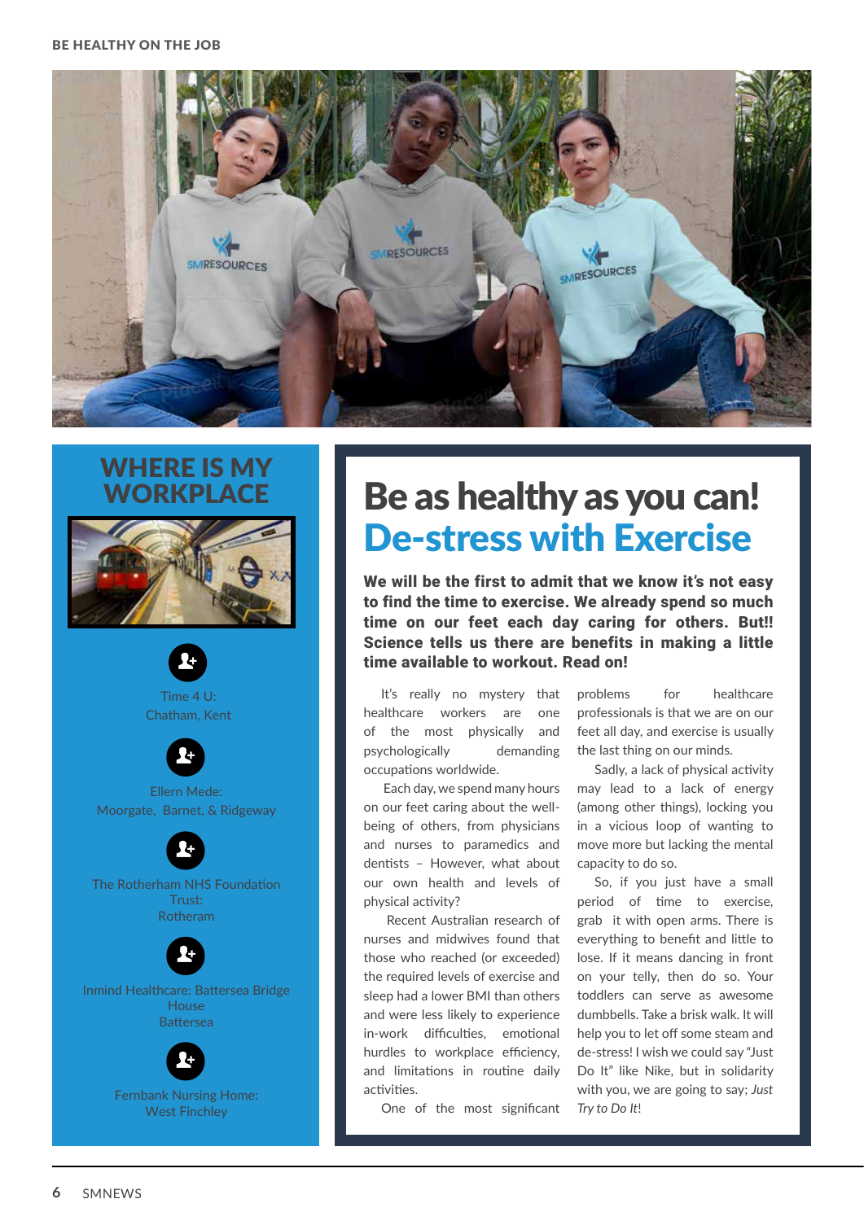## WHERE IS MY WORKPLACE

Time 4 U:
Chatham, Kent

Ellern Mede:
Moorgate, Barnet, & Ridgeway

The Rotherham NHS Foundation Trust:
Rotheram

Inmind Healthcare: Battersea Bridge House
Battersea

Fernbank Nursing Home:
West Finchley

# Be as healthy as you can!
# De-stress with Exercise

**We will be the first to admit that we know it's not easy to find the time to exercise. We already spend so much time on our feet each day caring for others. But!! Science tells us there are benefits in making a little time available to workout. Read on!**

It's really no mystery that healthcare workers are one of the most physically and psychologically demanding occupations worldwide.

Each day, we spend many hours on our feet caring about the well-being of others, from physicians and nurses to paramedics and dentists – However, what about our own health and levels of physical activity?

Recent Australian research of nurses and midwives found that those who reached (or exceeded) the required levels of exercise and sleep had a lower BMI than others and were less likely to experience in-work difficulties, emotional hurdles to workplace efficiency, and limitations in routine daily activities.

One of the most significant problems for healthcare professionals is that we are on our feet all day, and exercise is usually the last thing on our minds.

Sadly, a lack of physical activity may lead to a lack of energy (among other things), locking you in a vicious loop of wanting to move more but lacking the mental capacity to do so.

So, if you just have a small period of time to exercise, grab it with open arms. There is everything to benefit and little to lose. If it means dancing in front on your telly, then do so. Your toddlers can serve as awesome dumbbells. Take a brisk walk. It will help you to let off some steam and de-stress! I wish we could say "Just Do It" like Nike, but in solidarity with you, we are going to say; *Just Try to Do It*!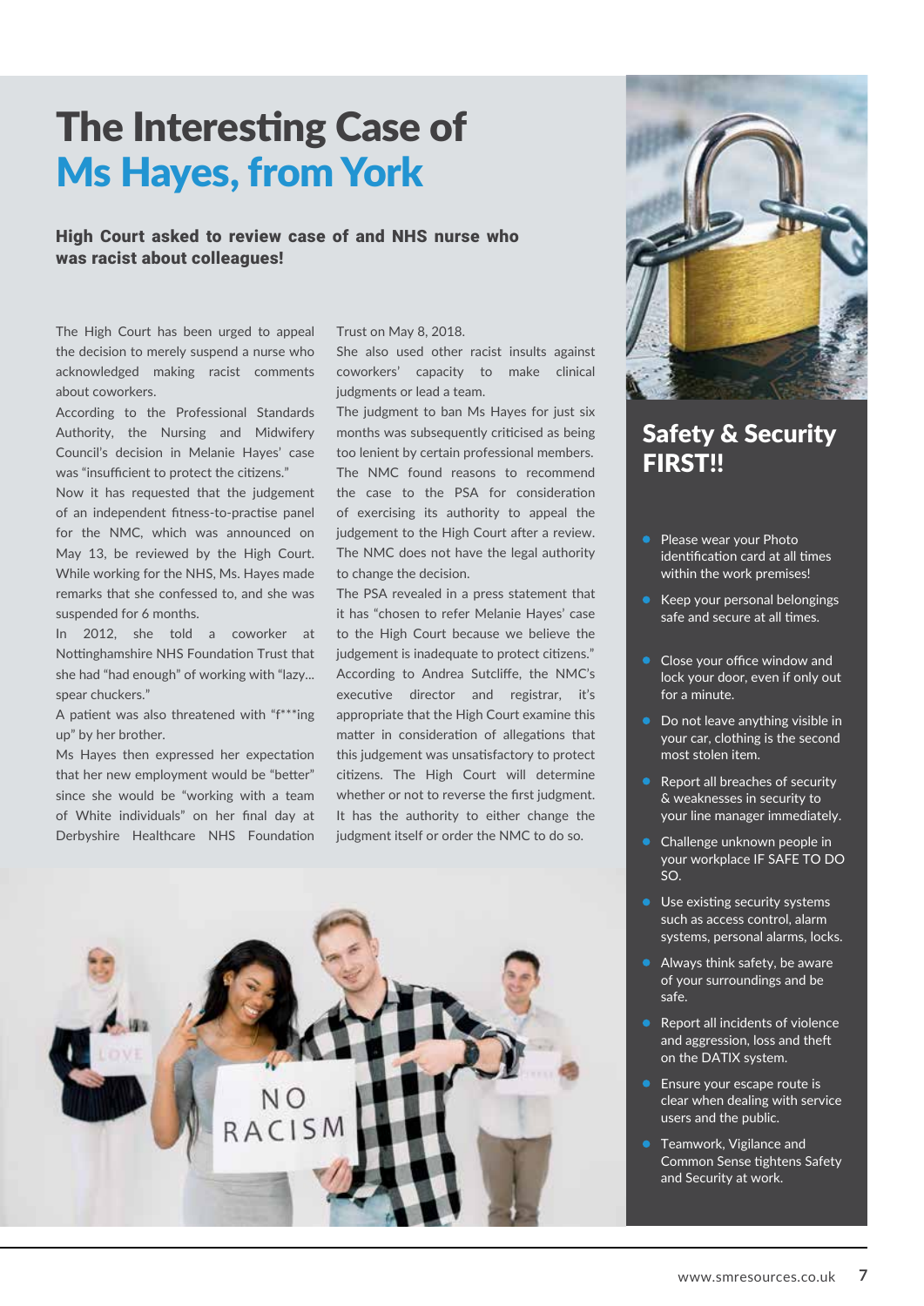# The Interesting Case of Ms Hayes, from York

### High Court asked to review case of and NHS nurse who was racist about colleagues!

The High Court has been urged to appeal the decision to merely suspend a nurse who acknowledged making racist comments about coworkers.

According to the Professional Standards Authority, the Nursing and Midwifery Council's decision in Melanie Hayes' case was "insufficient to protect the citizens."

Now it has requested that the judgement of an independent fitness-to-practise panel for the NMC, which was announced on May 13, be reviewed by the High Court. While working for the NHS, Ms. Hayes made remarks that she confessed to, and she was suspended for 6 months.

In 2012, she told a coworker at Nottinghamshire NHS Foundation Trust that she had "had enough" of working with "lazy... spear chuckers."

A patient was also threatened with "f***ing up" by her brother.

Ms Hayes then expressed her expectation that her new employment would be "better" since she would be "working with a team of White individuals" on her final day at Derbyshire Healthcare NHS Foundation Trust on May 8, 2018.

She also used other racist insults against coworkers' capacity to make clinical judgments or lead a team.

The judgment to ban Ms Hayes for just six months was subsequently criticised as being too lenient by certain professional members.

The NMC found reasons to recommend the case to the PSA for consideration of exercising its authority to appeal the judgement to the High Court after a review. The NMC does not have the legal authority to change the decision.

The PSA revealed in a press statement that it has "chosen to refer Melanie Hayes' case to the High Court because we believe the judgement is inadequate to protect citizens." According to Andrea Sutcliffe, the NMC's executive director and registrar, it's appropriate that the High Court examine this matter in consideration of allegations that this judgement was unsatisfactory to protect citizens. The High Court will determine whether or not to reverse the first judgment. It has the authority to either change the judgment itself or order the NMC to do so.

## Safety & Security FIRST!!

- Please wear your Photo identification card at all times within the work premises!
- Keep your personal belongings safe and secure at all times.
- Close your office window and lock your door, even if only out for a minute.
- Do not leave anything visible in your car, clothing is the second most stolen item.
- Report all breaches of security & weaknesses in security to your line manager immediately.
- Challenge unknown people in your workplace IF SAFE TO DO SO.
- Use existing security systems such as access control, alarm systems, personal alarms, locks.
- Always think safety, be aware of your surroundings and be safe.
- Report all incidents of violence and aggression, loss and theft on the DATIX system.
- Ensure your escape route is clear when dealing with service users and the public.
- Teamwork, Vigilance and Common Sense tightens Safety and Security at work.

www.smresources.co.uk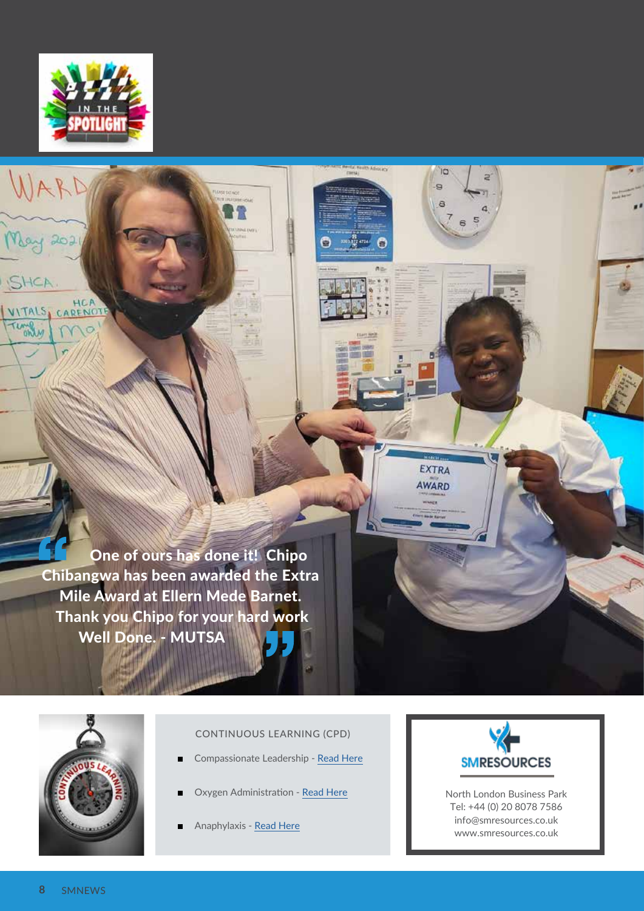# IN THE SPOTLIGHT

> One of ours has done it! Chipo Chibangwa has been awarded the Extra Mile Award at Ellern Mede Barnet. Thank you Chipo for your hard work Well Done. - MUTSA

CONTINUOUS LEARNING (CPD)

- Compassionate Leadership - Read Here
- Oxygen Administration - Read Here
- Anaphylaxis - Read Here

**SMRESOURCES**

North London Business Park
Tel: +44 (0) 20 8078 7586
info@smresources.co.uk
www.smresources.co.uk